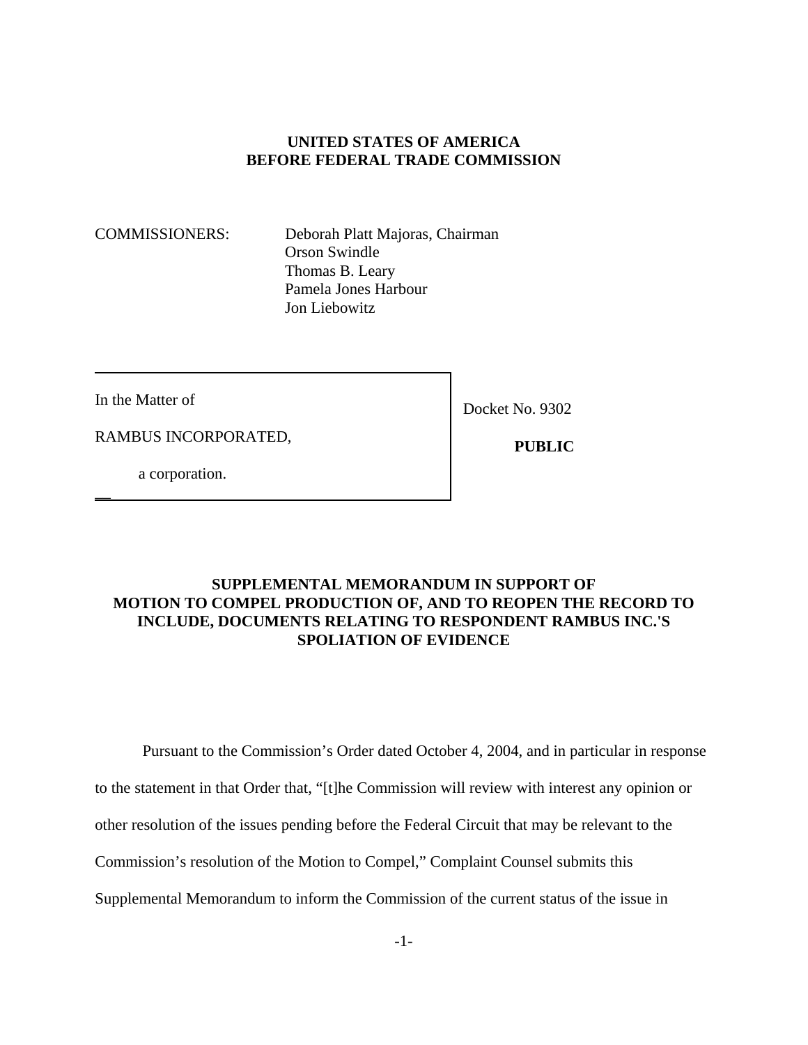**UNITED STATES OF AMERICA**
**BEFORE FEDERAL TRADE COMMISSION**

COMMISSIONERS: Deborah Platt Majoras, Chairman
Orson Swindle
Thomas B. Leary
Pamela Jones Harbour
Jon Liebowitz

| | |
|---|---|
| In the Matter of<br><br>RAMBUS INCORPORATED,<br><br>a corporation. | Docket No. 9302<br><br>**PUBLIC** |

**SUPPLEMENTAL MEMORANDUM IN SUPPORT OF MOTION TO COMPEL PRODUCTION OF, AND TO REOPEN THE RECORD TO INCLUDE, DOCUMENTS RELATING TO RESPONDENT RAMBUS INC.'S SPOLIATION OF EVIDENCE**

Pursuant to the Commission's Order dated October 4, 2004, and in particular in response to the statement in that Order that, "[t]he Commission will review with interest any opinion or other resolution of the issues pending before the Federal Circuit that may be relevant to the Commission's resolution of the Motion to Compel," Complaint Counsel submits this Supplemental Memorandum to inform the Commission of the current status of the issue in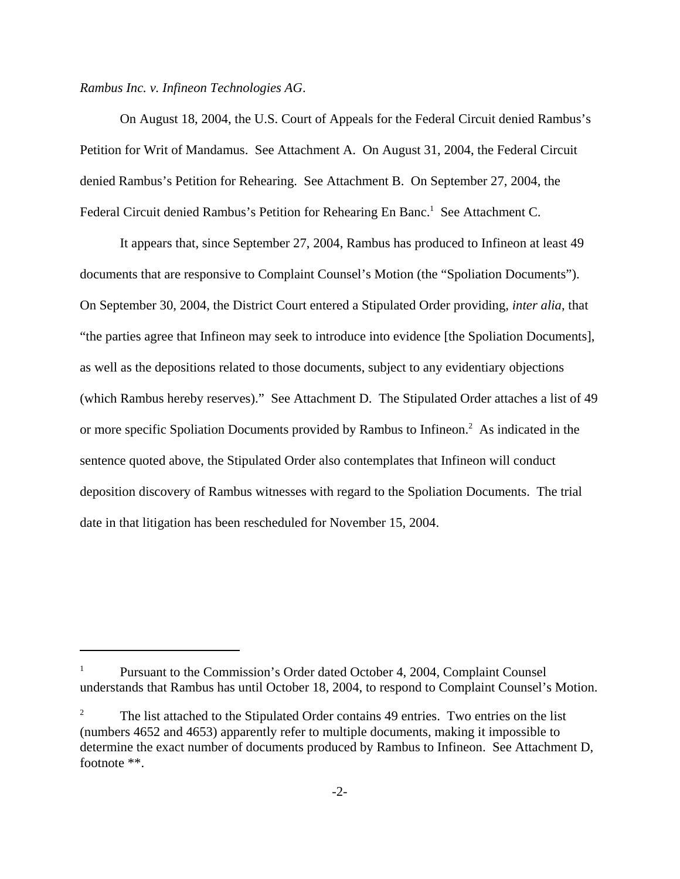*Rambus Inc. v. Infineon Technologies AG*.

On August 18, 2004, the U.S. Court of Appeals for the Federal Circuit denied Rambus's Petition for Writ of Mandamus. See Attachment A. On August 31, 2004, the Federal Circuit denied Rambus's Petition for Rehearing. See Attachment B. On September 27, 2004, the Federal Circuit denied Rambus's Petition for Rehearing En Banc.[1] See Attachment C.

It appears that, since September 27, 2004, Rambus has produced to Infineon at least 49 documents that are responsive to Complaint Counsel's Motion (the "Spoliation Documents"). On September 30, 2004, the District Court entered a Stipulated Order providing, *inter alia*, that "the parties agree that Infineon may seek to introduce into evidence [the Spoliation Documents], as well as the depositions related to those documents, subject to any evidentiary objections (which Rambus hereby reserves)." See Attachment D. The Stipulated Order attaches a list of 49 or more specific Spoliation Documents provided by Rambus to Infineon.[2] As indicated in the sentence quoted above, the Stipulated Order also contemplates that Infineon will conduct deposition discovery of Rambus witnesses with regard to the Spoliation Documents. The trial date in that litigation has been rescheduled for November 15, 2004.

---

[1] Pursuant to the Commission's Order dated October 4, 2004, Complaint Counsel understands that Rambus has until October 18, 2004, to respond to Complaint Counsel's Motion.

[2] The list attached to the Stipulated Order contains 49 entries. Two entries on the list (numbers 4652 and 4653) apparently refer to multiple documents, making it impossible to determine the exact number of documents produced by Rambus to Infineon. See Attachment D, footnote **.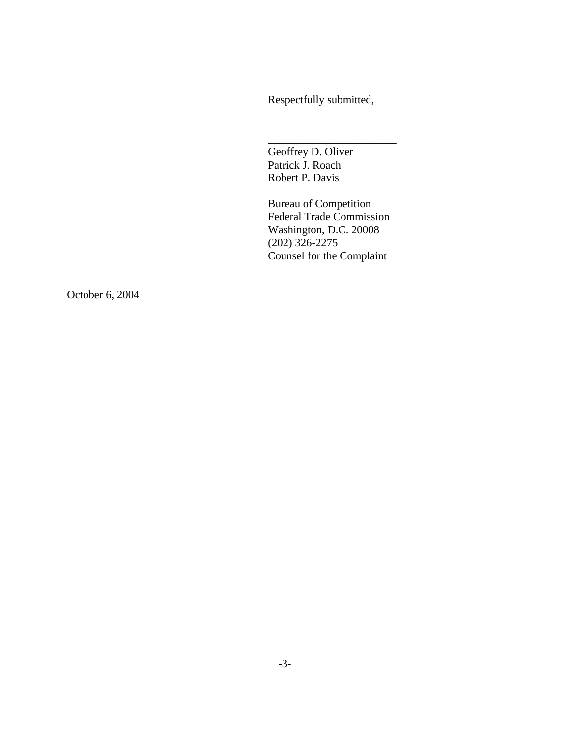Respectfully submitted,

\_\_\_\_\_\_\_\_\_\_\_\_\_\_\_\_\_\_\_\_\_\_\_\_

Geoffrey D. Oliver
Patrick J. Roach
Robert P. Davis

Bureau of Competition
Federal Trade Commission
Washington, D.C. 20008
(202) 326-2275
Counsel for the Complaint

October 6, 2004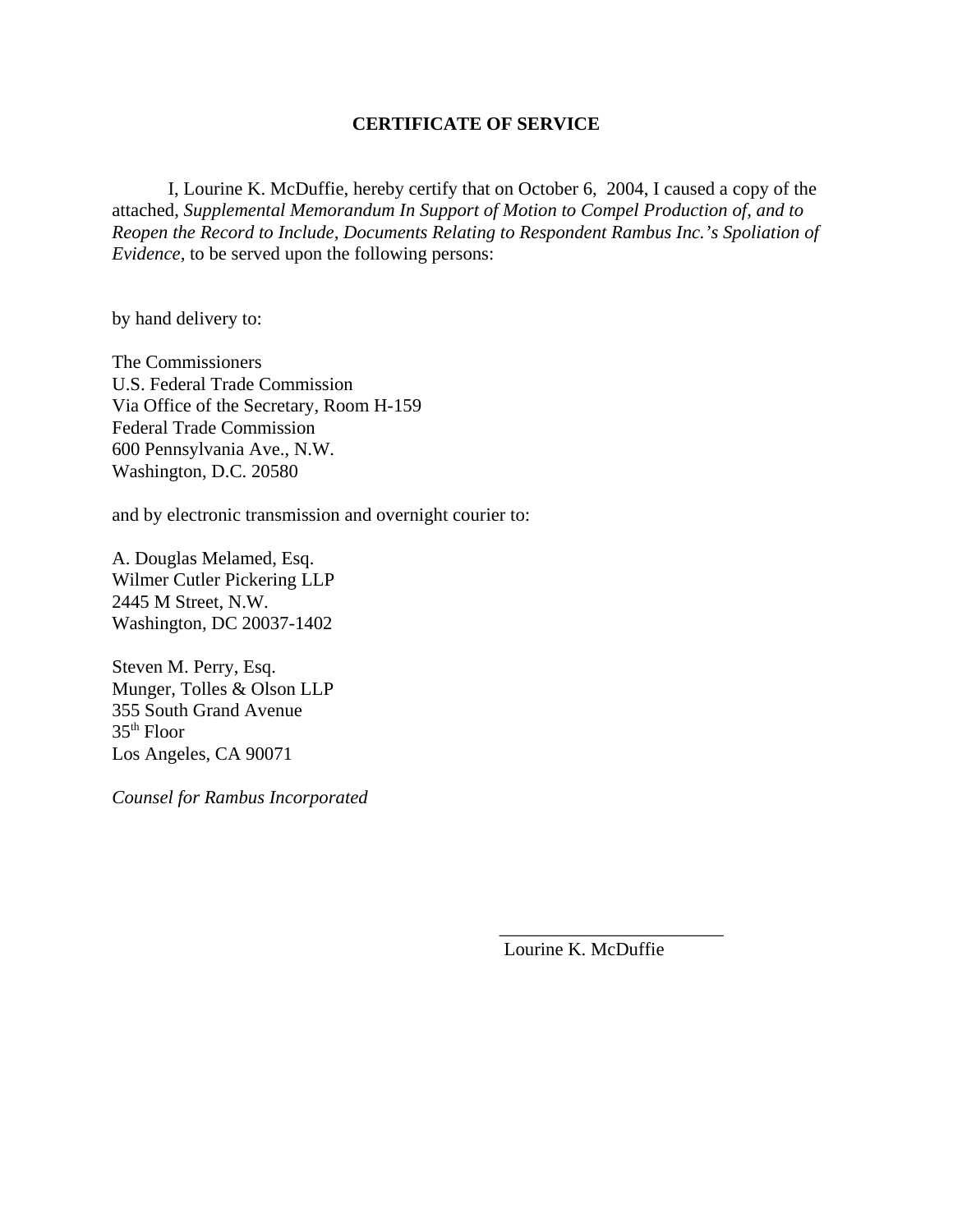**CERTIFICATE OF SERVICE**

I, Lourine K. McDuffie, hereby certify that on October 6, 2004, I caused a copy of the attached, *Supplemental Memorandum In Support of Motion to Compel Production of, and to Reopen the Record to Include, Documents Relating to Respondent Rambus Inc.'s Spoliation of Evidence*, to be served upon the following persons:

by hand delivery to:

The Commissioners
U.S. Federal Trade Commission
Via Office of the Secretary, Room H-159
Federal Trade Commission
600 Pennsylvania Ave., N.W.
Washington, D.C. 20580

and by electronic transmission and overnight courier to:

A. Douglas Melamed, Esq.
Wilmer Cutler Pickering LLP
2445 M Street, N.W.
Washington, DC 20037-1402

Steven M. Perry, Esq.
Munger, Tolles & Olson LLP
355 South Grand Avenue
35th Floor
Los Angeles, CA 90071

*Counsel for Rambus Incorporated*

\_\_\_\_\_\_\_\_\_\_\_\_\_\_\_\_\_\_\_\_\_\_\_\_
Lourine K. McDuffie